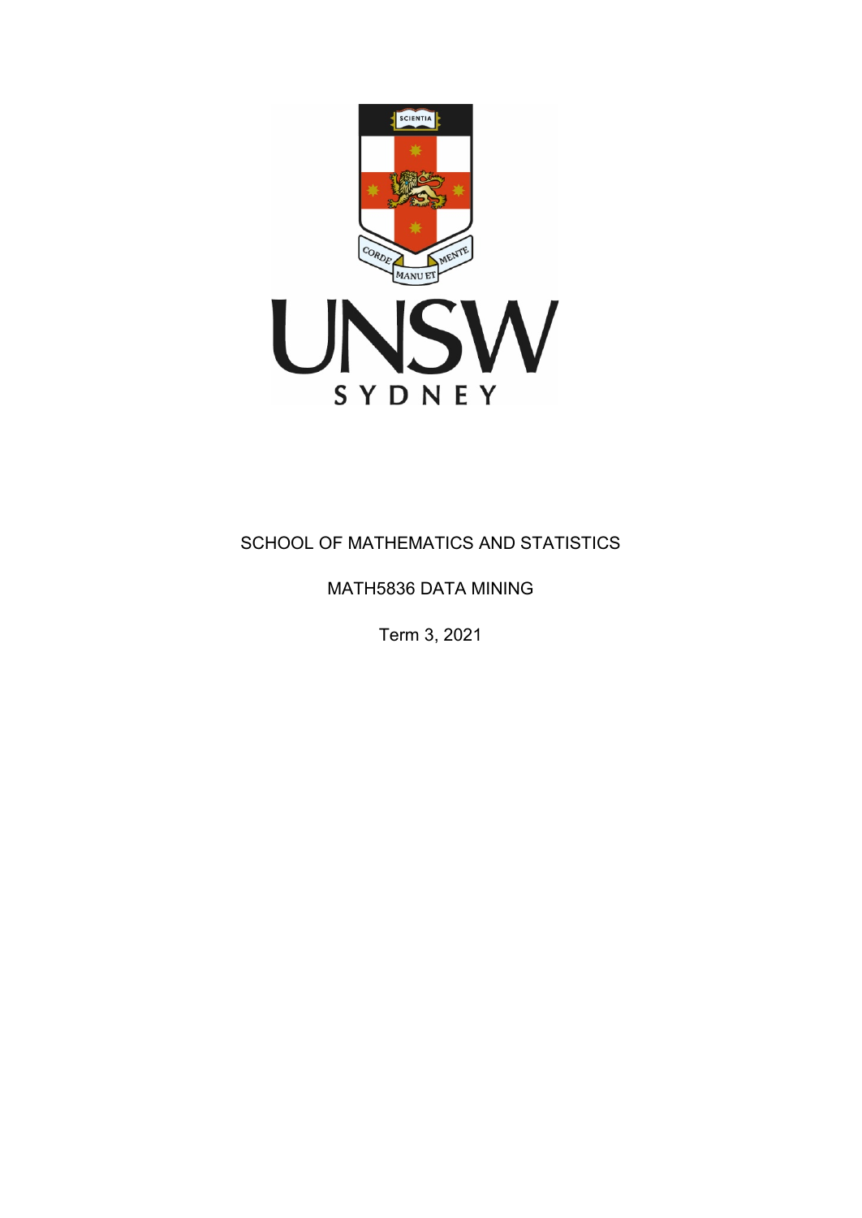SCHOOL OF MATHEMATICS AND STATISTICS

MATH5836 DATA MINING

Term 3, 2021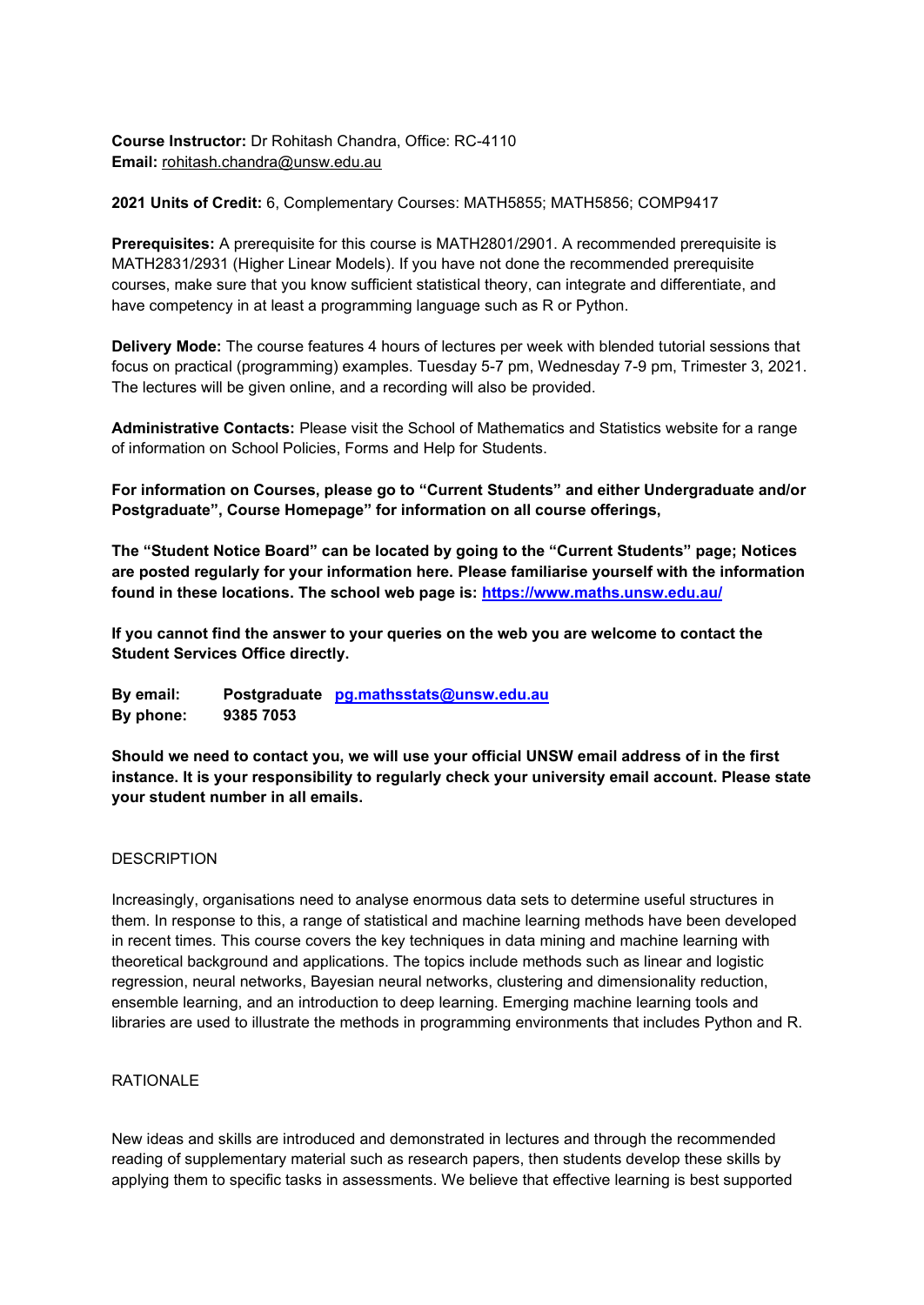**Course Instructor:** Dr Rohitash Chandra, Office: RC-4110
**Email:** rohitash.chandra@unsw.edu.au

**2021 Units of Credit:** 6, Complementary Courses: MATH5855; MATH5856; COMP9417

**Prerequisites:** A prerequisite for this course is MATH2801/2901. A recommended prerequisite is MATH2831/2931 (Higher Linear Models). If you have not done the recommended prerequisite courses, make sure that you know sufficient statistical theory, can integrate and differentiate, and have competency in at least a programming language such as R or Python.

**Delivery Mode:** The course features 4 hours of lectures per week with blended tutorial sessions that focus on practical (programming) examples. Tuesday 5-7 pm, Wednesday 7-9 pm, Trimester 3, 2021. The lectures will be given online, and a recording will also be provided.

**Administrative Contacts:** Please visit the School of Mathematics and Statistics website for a range of information on School Policies, Forms and Help for Students.

**For information on Courses, please go to "Current Students" and either Undergraduate and/or Postgraduate", Course Homepage" for information on all course offerings,**

**The "Student Notice Board" can be located by going to the "Current Students" page; Notices are posted regularly for your information here. Please familiarise yourself with the information found in these locations. The school web page is: https://www.maths.unsw.edu.au/**

**If you cannot find the answer to your queries on the web you are welcome to contact the Student Services Office directly.**

**By email:** **Postgraduate** **pg.mathsstats@unsw.edu.au**
**By phone:** **9385 7053**

**Should we need to contact you, we will use your official UNSW email address of in the first instance. It is your responsibility to regularly check your university email account. Please state your student number in all emails.**

## DESCRIPTION

Increasingly, organisations need to analyse enormous data sets to determine useful structures in them. In response to this, a range of statistical and machine learning methods have been developed in recent times. This course covers the key techniques in data mining and machine learning with theoretical background and applications. The topics include methods such as linear and logistic regression, neural networks, Bayesian neural networks, clustering and dimensionality reduction, ensemble learning, and an introduction to deep learning. Emerging machine learning tools and libraries are used to illustrate the methods in programming environments that includes Python and R.

## RATIONALE

New ideas and skills are introduced and demonstrated in lectures and through the recommended reading of supplementary material such as research papers, then students develop these skills by applying them to specific tasks in assessments. We believe that effective learning is best supported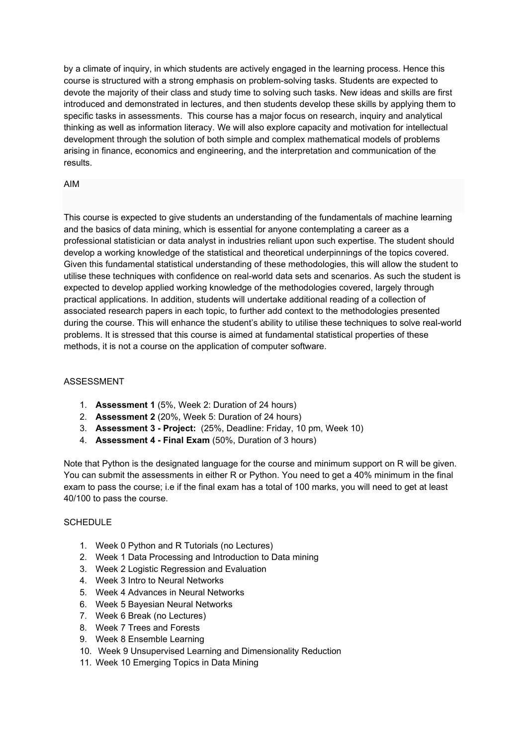by a climate of inquiry, in which students are actively engaged in the learning process. Hence this course is structured with a strong emphasis on problem-solving tasks. Students are expected to devote the majority of their class and study time to solving such tasks. New ideas and skills are first introduced and demonstrated in lectures, and then students develop these skills by applying them to specific tasks in assessments. This course has a major focus on research, inquiry and analytical thinking as well as information literacy. We will also explore capacity and motivation for intellectual development through the solution of both simple and complex mathematical models of problems arising in finance, economics and engineering, and the interpretation and communication of the results.

## AIM

This course is expected to give students an understanding of the fundamentals of machine learning and the basics of data mining, which is essential for anyone contemplating a career as a professional statistician or data analyst in industries reliant upon such expertise. The student should develop a working knowledge of the statistical and theoretical underpinnings of the topics covered. Given this fundamental statistical understanding of these methodologies, this will allow the student to utilise these techniques with confidence on real-world data sets and scenarios. As such the student is expected to develop applied working knowledge of the methodologies covered, largely through practical applications. In addition, students will undertake additional reading of a collection of associated research papers in each topic, to further add context to the methodologies presented during the course. This will enhance the student's ability to utilise these techniques to solve real-world problems. It is stressed that this course is aimed at fundamental statistical properties of these methods, it is not a course on the application of computer software.

## ASSESSMENT

1. **Assessment 1** (5%, Week 2: Duration of 24 hours)
2. **Assessment 2** (20%, Week 5: Duration of 24 hours)
3. **Assessment 3 - Project:** (25%, Deadline: Friday, 10 pm, Week 10)
4. **Assessment 4 - Final Exam** (50%, Duration of 3 hours)

Note that Python is the designated language for the course and minimum support on R will be given. You can submit the assessments in either R or Python. You need to get a 40% minimum in the final exam to pass the course; i.e if the final exam has a total of 100 marks, you will need to get at least 40/100 to pass the course.

## SCHEDULE

1. Week 0 Python and R Tutorials (no Lectures)
2. Week 1 Data Processing and Introduction to Data mining
3. Week 2 Logistic Regression and Evaluation
4. Week 3 Intro to Neural Networks
5. Week 4 Advances in Neural Networks
6. Week 5 Bayesian Neural Networks
7. Week 6 Break (no Lectures)
8. Week 7 Trees and Forests
9. Week 8 Ensemble Learning
10. Week 9 Unsupervised Learning and Dimensionality Reduction
11. Week 10 Emerging Topics in Data Mining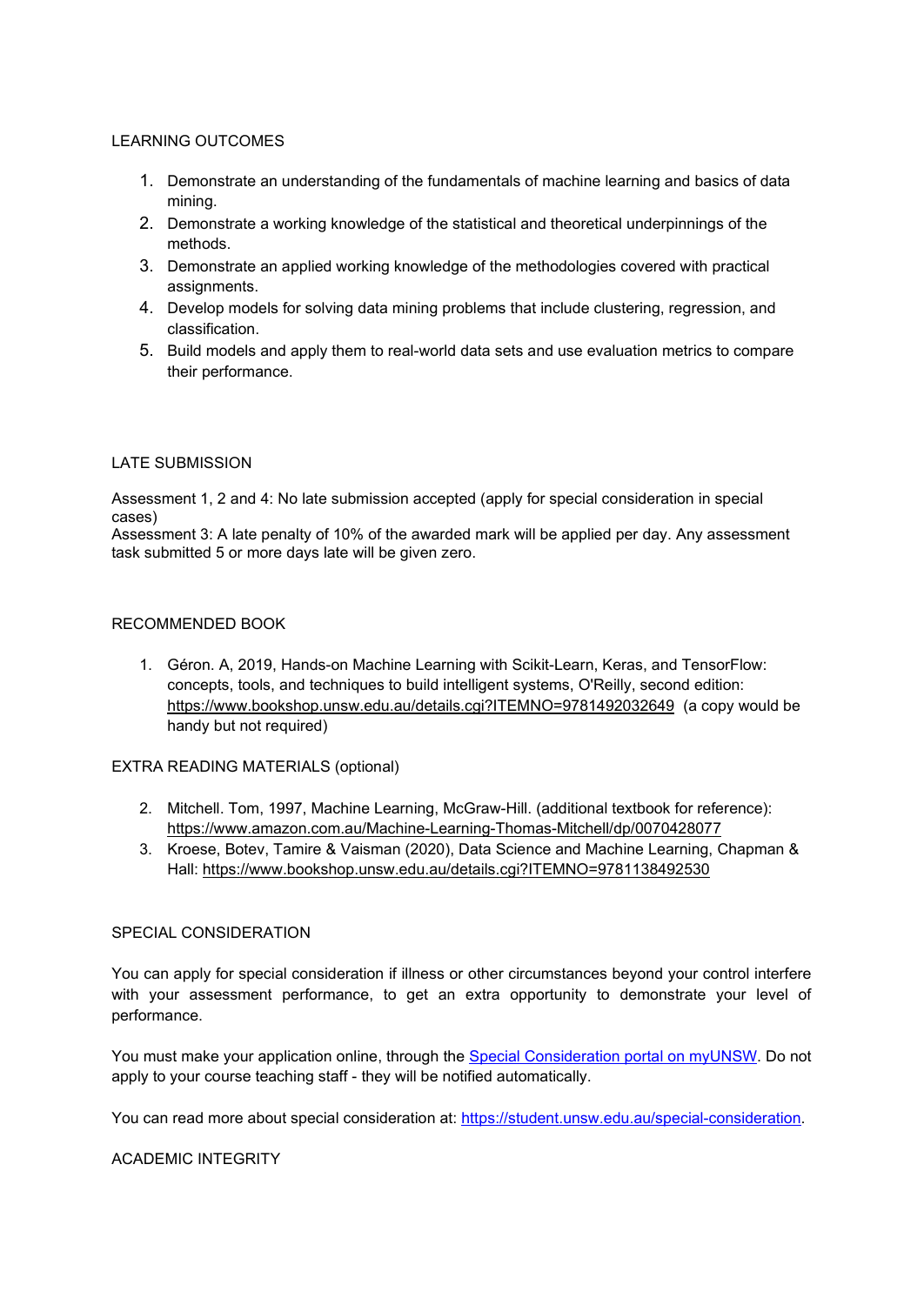## LEARNING OUTCOMES

1. Demonstrate an understanding of the fundamentals of machine learning and basics of data mining.
2. Demonstrate a working knowledge of the statistical and theoretical underpinnings of the methods.
3. Demonstrate an applied working knowledge of the methodologies covered with practical assignments.
4. Develop models for solving data mining problems that include clustering, regression, and classification.
5. Build models and apply them to real-world data sets and use evaluation metrics to compare their performance.

## LATE SUBMISSION

Assessment 1, 2 and 4: No late submission accepted (apply for special consideration in special cases)
Assessment 3: A late penalty of 10% of the awarded mark will be applied per day. Any assessment task submitted 5 or more days late will be given zero.

## RECOMMENDED BOOK

1. Géron. A, 2019, Hands-on Machine Learning with Scikit-Learn, Keras, and TensorFlow: concepts, tools, and techniques to build intelligent systems, O'Reilly, second edition: https://www.bookshop.unsw.edu.au/details.cgi?ITEMNO=9781492032649 (a copy would be handy but not required)

EXTRA READING MATERIALS (optional)

2. Mitchell. Tom, 1997, Machine Learning, McGraw-Hill. (additional textbook for reference): https://www.amazon.com.au/Machine-Learning-Thomas-Mitchell/dp/0070428077
3. Kroese, Botev, Tamire & Vaisman (2020), Data Science and Machine Learning, Chapman & Hall: https://www.bookshop.unsw.edu.au/details.cgi?ITEMNO=9781138492530

## SPECIAL CONSIDERATION

You can apply for special consideration if illness or other circumstances beyond your control interfere with your assessment performance, to get an extra opportunity to demonstrate your level of performance.

You must make your application online, through the [Special Consideration portal on myUNSW](). Do not apply to your course teaching staff - they will be notified automatically.

You can read more about special consideration at: https://student.unsw.edu.au/special-consideration.

## ACADEMIC INTEGRITY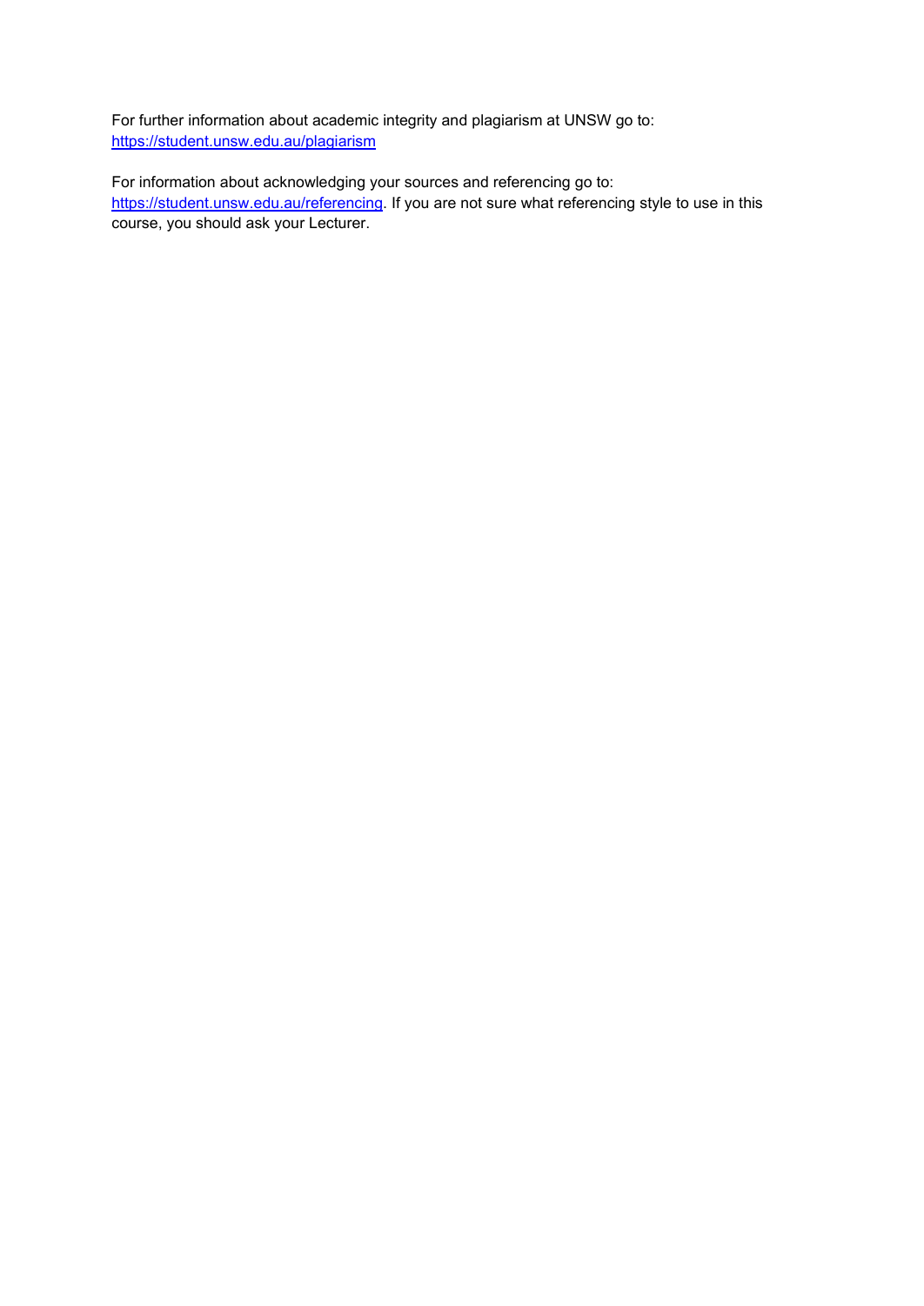For further information about academic integrity and plagiarism at UNSW go to: https://student.unsw.edu.au/plagiarism

For information about acknowledging your sources and referencing go to: https://student.unsw.edu.au/referencing. If you are not sure what referencing style to use in this course, you should ask your Lecturer.